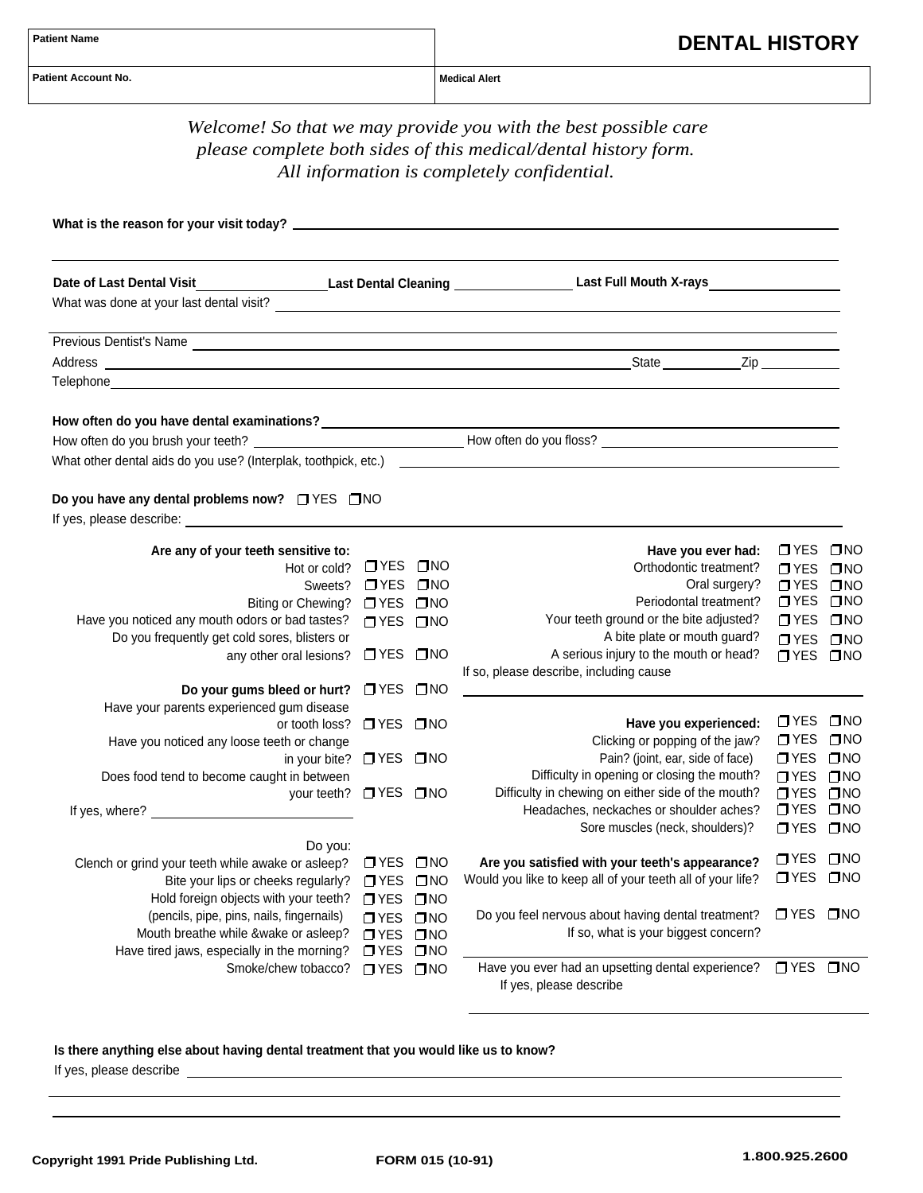| Patient Name | # DENTAL HISTORY |
|---|---|
| **Patient Account No.** | **Medical Alert** |

*Welcome! So that we may provide you with the best possible care please complete both sides of this medical/dental history form. All information is completely confidential.*

**What is the reason for your visit today?** ______________________________

______________________________

**Date of Last Dental Visit** __________ **Last Dental Cleaning** __________ **Last Full Mouth X-rays** __________

What was done at your last dental visit? ______________________________

Previous Dentist's Name ______________________________

Address ______________________________ State __________ Zip __________

Telephone ______________________________

**How often do you have dental examinations?** ______________________________

How often do you brush your teeth? __________ How often do you floss? __________

What other dental aids do you use? (Interplak, toothpick, etc.) ______________________________

**Do you have any dental problems now?** ❒ YES ❒ NO

If yes, please describe: ______________________________

| **Are any of your teeth sensitive to:** | | |
|---|---|---|
| Hot or cold? | ❒ YES | ❒ NO |
| Sweets? | ❒ YES | ❒ NO |
| Biting or Chewing? | ❒ YES | ❒ NO |
| Have you noticed any mouth odors or bad tastes? | ❒ YES | ❒ NO |
| Do you frequently get cold sores, blisters or any other oral lesions? | ❒ YES | ❒ NO |
| **Do your gums bleed or hurt?** | ❒ YES | ❒ NO |
| Have your parents experienced gum disease or tooth loss? | ❒ YES | ❒ NO |
| Have you noticed any loose teeth or change in your bite? | ❒ YES | ❒ NO |
| Does food tend to become caught in between your teeth? | ❒ YES | ❒ NO |

If yes, where? __________

| Do you: | | |
|---|---|---|
| Clench or grind your teeth while awake or asleep? | ❒ YES | ❒ NO |
| Bite your lips or cheeks regularly? | ❒ YES | ❒ NO |
| Hold foreign objects with your teeth? (pencils, pipe, pins, nails, fingernails) | ❒ YES | ❒ NO |
| Mouth breathe while &wake or asleep? | ❒ YES | ❒ NO |
| Have tired jaws, especially in the morning? | ❒ YES | ❒ NO |
| Smoke/chew tobacco? | ❒ YES | ❒ NO |

| **Have you ever had:** | ❒ YES | ❒ NO |
|---|---|---|
| Orthodontic treatment? | ❒ YES | ❒ NO |
| Oral surgery? | ❒ YES | ❒ NO |
| Periodontal treatment? | ❒ YES | ❒ NO |
| Your teeth ground or the bite adjusted? | ❒ YES | ❒ NO |
| A bite plate or mouth guard? | ❒ YES | ❒ NO |
| A serious injury to the mouth or head? | ❒ YES | ❒ NO |

If so, please describe, including cause ______________________________

| **Have you experienced:** | ❒ YES | ❒ NO |
|---|---|---|
| Clicking or popping of the jaw? | ❒ YES | ❒ NO |
| Pain? (joint, ear, side of face) | ❒ YES | ❒ NO |
| Difficulty in opening or closing the mouth? | ❒ YES | ❒ NO |
| Difficulty in chewing on either side of the mouth? | ❒ YES | ❒ NO |
| Headaches, neckaches or shoulder aches? | ❒ YES | ❒ NO |
| Sore muscles (neck, shoulders)? | ❒ YES | ❒ NO |

| | | |
|---|---|---|
| **Are you satisfied with your teeth's appearance?** | ❒ YES | ❒ NO |
| Would you like to keep all of your teeth all of your life? | ❒ YES | ❒ NO |
| Do you feel nervous about having dental treatment? | ❒ YES | ❒ NO |

If so, what is your biggest concern? ______________________________

| | | |
|---|---|---|
| Have you ever had an upsetting dental experience? | ❒ YES | ❒ NO |

If yes, please describe ______________________________

**Is there anything else about having dental treatment that you would like us to know?**

If yes, please describe ______________________________

______________________________

______________________________

**Copyright 1991 Pride Publishing Ltd.** **FORM 015 (10-91)** **1.800.925.2600**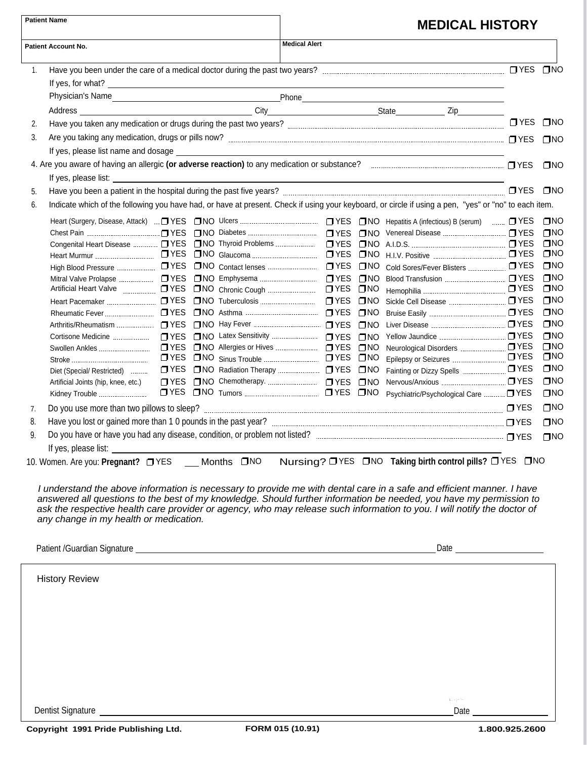# MEDICAL HISTORY

**Patient Name** ______________________

**Patient Account No.** ______________________

**Medical Alert** ______________________

1. Have you been under the care of a medical doctor during the past two years? ☐ YES ☐ NO
   If yes, for what? ______________________
   Physician's Name ______________________ Phone ______________________
   Address ______________________ City ______________________ State __________ Zip __________
2. Have you taken any medication or drugs during the past two years? ☐ YES ☐ NO
3. Are you taking any medication, drugs or pills now? ☐ YES ☐ NO
   If yes, please list name and dosage ______________________
4. Are you aware of having an allergic **(or adverse reaction)** to any medication or substance? ☐ YES ☐ NO
   If yes, please list: ______________________
5. Have you been a patient in the hospital during the past five years? ☐ YES ☐ NO
6. Indicate which of the following you have had, or have at present. Check if using your keyboard, or circle if using a pen, "yes" or "no" to each item.

| Condition | | | Condition | | | Condition | | |
|---|---|---|---|---|---|---|---|---|
| Heart (Surgery, Disease, Attack) | ☐ YES | ☐ NO | Ulcers | ☐ YES | ☐ NO | Hepatitis A (infectious) B (serum) | ☐ YES | ☐ NO |
| Chest Pain | ☐ YES | ☐ NO | Diabetes | ☐ YES | ☐ NO | Venereal Disease | ☐ YES | ☐ NO |
| Congenital Heart Disease | ☐ YES | ☐ NO | Thyroid Problems | ☐ YES | ☐ NO | A.I.D.S. | ☐ YES | ☐ NO |
| Heart Murmur | ☐ YES | ☐ NO | Glaucoma | ☐ YES | ☐ NO | H.I.V. Positive | ☐ YES | ☐ NO |
| High Blood Pressure | ☐ YES | ☐ NO | Contact lenses | ☐ YES | ☐ NO | Cold Sores/Fever Blisters | ☐ YES | ☐ NO |
| Mitral Valve Prolapse | ☐ YES | ☐ NO | Emphysema | ☐ YES | ☐ NO | Blood Transfusion | ☐ YES | ☐ NO |
| Artificial Heart Valve | ☐ YES | ☐ NO | Chronic Cough | ☐ YES | ☐ NO | Hemophilia | ☐ YES | ☐ NO |
| Heart Pacemaker | ☐ YES | ☐ NO | Tuberculosis | ☐ YES | ☐ NO | Sickle Cell Disease | ☐ YES | ☐ NO |
| Rheumatic Fever | ☐ YES | ☐ NO | Asthma | ☐ YES | ☐ NO | Bruise Easily | ☐ YES | ☐ NO |
| Arthritis/Rheumatism | ☐ YES | ☐ NO | Hay Fever | ☐ YES | ☐ NO | Liver Disease | ☐ YES | ☐ NO |
| Cortisone Medicine | ☐ YES | ☐ NO | Latex Sensitivity | ☐ YES | ☐ NO | Yellow Jaundice | ☐ YES | ☐ NO |
| Swollen Ankles | ☐ YES | ☐ NO | Allergies or Hives | ☐ YES | ☐ NO | Neurological Disorders | ☐ YES | ☐ NO |
| Stroke | ☐ YES | ☐ NO | Sinus Trouble | ☐ YES | ☐ NO | Epilepsy or Seizures | ☐ YES | ☐ NO |
| Diet (Special/ Restricted) | ☐ YES | ☐ NO | Radiation Therapy | ☐ YES | ☐ NO | Fainting or Dizzy Spells | ☐ YES | ☐ NO |
| Artificial Joints (hip, knee, etc.) | ☐ YES | ☐ NO | Chemotherapy. | ☐ YES | ☐ NO | Nervous/Anxious | ☐ YES | ☐ NO |
| Kidney Trouble | ☐ YES | ☐ NO | Tumors | ☐ YES | ☐ NO | Psychiatric/Psychological Care | ☐ YES | ☐ NO |

7. Do you use more than two pillows to sleep? ☐ YES ☐ NO
8. Have you lost or gained more than 1 0 pounds in the past year? ☐ YES ☐ NO
9. Do you have or have you had any disease, condition, or problem not listed? ☐ YES ☐ NO
   If yes, please list: ______________________
10. Women. Are you: **Pregnant?** ☐ YES ___ Months ☐ NO Nursing? ☐ YES ☐ NO **Taking birth control pills?** ☐ YES ☐ NO

*I understand the above information is necessary to provide me with dental care in a safe and efficient manner. I have answered all questions to the best of my knowledge. Should further information be needed, you have my permission to ask the respective health care provider or agency, who may release such information to you. I will notify the doctor of any change in my health or medication.*

Patient /Guardian Signature ______________________ Date __________

History Review

Dentist Signature ______________________ Date __________

**Copyright 1991 Pride Publishing Ltd.** **FORM 015 (10.91)** **1.800.925.2600**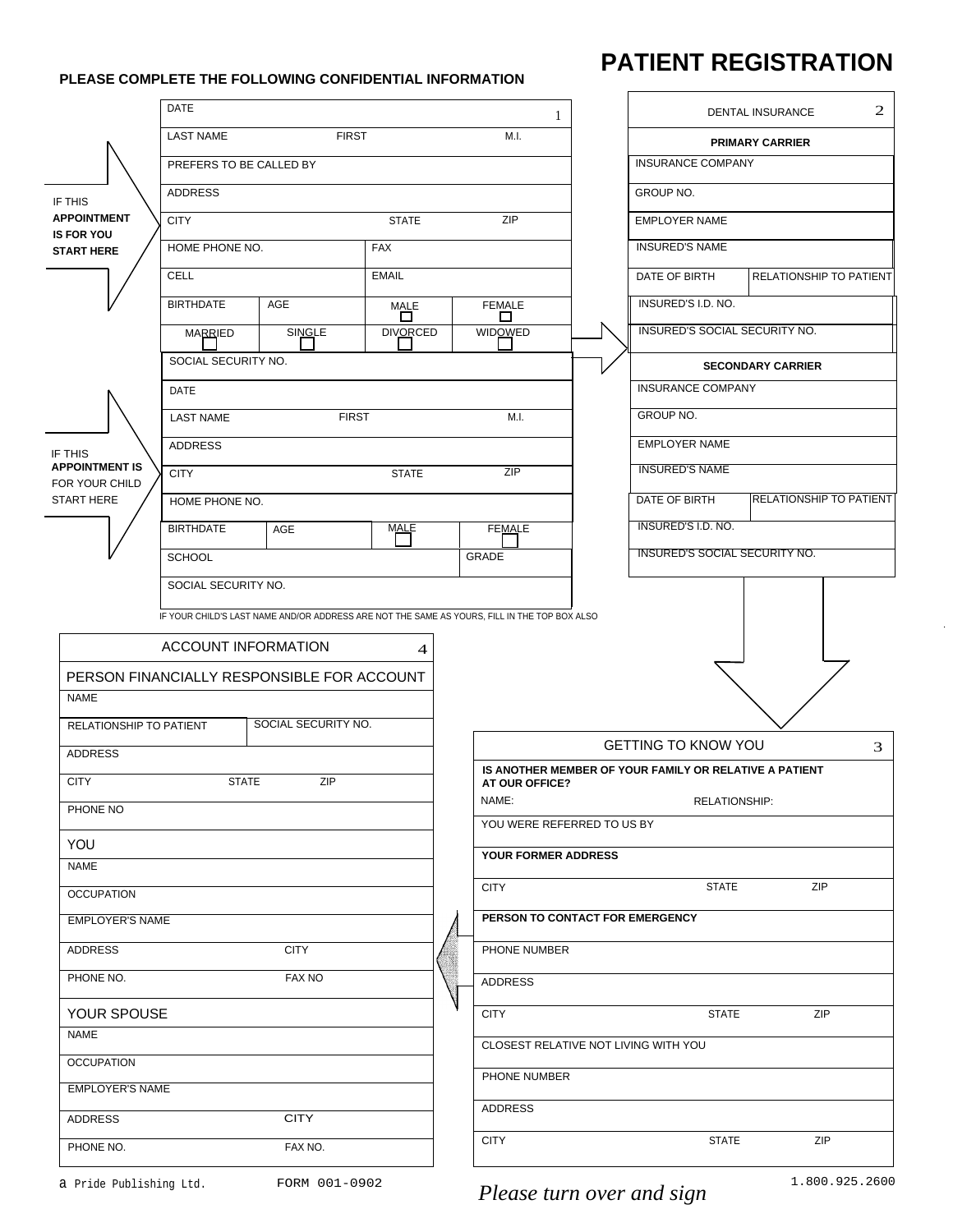# PATIENT REGISTRATION

**PLEASE COMPLETE THE FOLLOWING CONFIDENTIAL INFORMATION**

**IF THIS APPOINTMENT IS FOR YOU START HERE**

| DATE | | | 1 |
|---|---|---|---|
| LAST NAME | FIRST | | M.I. |
| PREFERS TO BE CALLED BY | | | |
| ADDRESS | | | |
| CITY | | STATE | ZIP |
| HOME PHONE NO. | | FAX | |
| CELL | | EMAIL | |
| BIRTHDATE | AGE | MALE ☐ | FEMALE ☐ |
| MARRIED ☐ | SINGLE ☐ | DIVORCED ☐ | WIDOWED ☐ |
| SOCIAL SECURITY NO. | | | |

**IF THIS APPOINTMENT IS FOR YOUR CHILD START HERE**

| DATE | | | |
|---|---|---|---|
| LAST NAME | FIRST | | M.I. |
| ADDRESS | | | |
| CITY | | STATE | ZIP |
| HOME PHONE NO. | | | |
| BIRTHDATE | AGE | MALE ☐ | FEMALE ☐ |
| SCHOOL | | | GRADE |
| SOCIAL SECURITY NO. | | | |

IF YOUR CHILD'S LAST NAME AND/OR ADDRESS ARE NOT THE SAME AS YOURS, FILL IN THE TOP BOX ALSO

| DENTAL INSURANCE | 2 |
|---|---|
| **PRIMARY CARRIER** | |
| INSURANCE COMPANY | |
| GROUP NO. | |
| EMPLOYER NAME | |
| INSURED'S NAME | |
| DATE OF BIRTH | RELATIONSHIP TO PATIENT |
| INSURED'S I.D. NO. | |
| INSURED'S SOCIAL SECURITY NO. | |
| **SECONDARY CARRIER** | |
| INSURANCE COMPANY | |
| GROUP NO. | |
| EMPLOYER NAME | |
| INSURED'S NAME | |
| DATE OF BIRTH | RELATIONSHIP TO PATIENT |
| INSURED'S I.D. NO. | |
| INSURED'S SOCIAL SECURITY NO. | |

| GETTING TO KNOW YOU | | 3 |
|---|---|---|
| **IS ANOTHER MEMBER OF YOUR FAMILY OR RELATIVE A PATIENT AT OUR OFFICE?** | | |
| NAME: | RELATIONSHIP: | |
| YOU WERE REFERRED TO US BY | | |
| **YOUR FORMER ADDRESS** | | |
| CITY | STATE | ZIP |
| **PERSON TO CONTACT FOR EMERGENCY** | | |
| PHONE NUMBER | | |
| ADDRESS | | |
| CITY | STATE | ZIP |
| CLOSEST RELATIVE NOT LIVING WITH YOU | | |
| PHONE NUMBER | | |
| ADDRESS | | |
| CITY | STATE | ZIP |

| ACCOUNT INFORMATION | | | 4 |
|---|---|---|---|
| PERSON FINANCIALLY RESPONSIBLE FOR ACCOUNT | | | |
| NAME | | | |
| RELATIONSHIP TO PATIENT | SOCIAL SECURITY NO. | | |
| ADDRESS | | | |
| CITY | STATE | ZIP | |
| PHONE NO | | | |
| YOU | | | |
| NAME | | | |
| OCCUPATION | | | |
| EMPLOYER'S NAME | | | |
| ADDRESS | CITY | | |
| PHONE NO. | FAX NO | | |
| YOUR SPOUSE | | | |
| NAME | | | |
| OCCUPATION | | | |
| EMPLOYER'S NAME | | | |
| ADDRESS | CITY | | |
| PHONE NO. | FAX NO. | | |

a Pride Publishing Ltd. FORM 001-0902

*Please turn over and sign*

1.800.925.2600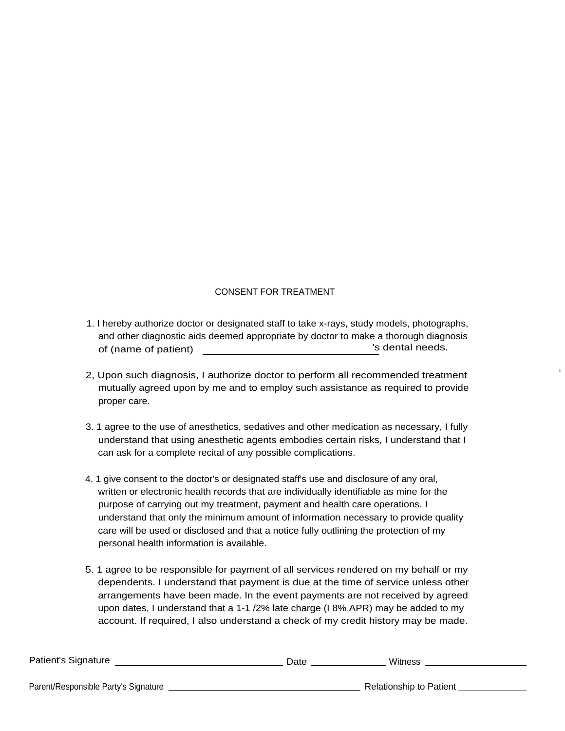# CONSENT FOR TREATMENT

1. I hereby authorize doctor or designated staff to take x-rays, study models, photographs, and other diagnostic aids deemed appropriate by doctor to make a thorough diagnosis of (name of patient) ______________________________'s dental needs.

2, Upon such diagnosis, I authorize doctor to perform all recommended treatment mutually agreed upon by me and to employ such assistance as required to provide proper care.

3. 1 agree to the use of anesthetics, sedatives and other medication as necessary, I fully understand that using anesthetic agents embodies certain risks, I understand that I can ask for a complete recital of any possible complications.

4. 1 give consent to the doctor's or designated staff's use and disclosure of any oral, written or electronic health records that are individually identifiable as mine for the purpose of carrying out my treatment, payment and health care operations. I understand that only the minimum amount of information necessary to provide quality care will be used or disclosed and that a notice fully outlining the protection of my personal health information is available.

5. 1 agree to be responsible for payment of all services rendered on my behalf or my dependents. I understand that payment is due at the time of service unless other arrangements have been made. In the event payments are not received by agreed upon dates, I understand that a 1-1 /2% late charge (I 8% APR) may be added to my account. If required, I also understand a check of my credit history may be made.

Patient's Signature ______________________________ Date ______________ Witness ____________________

Parent/Responsible Party's Signature ____________________________________ Relationship to Patient ____________